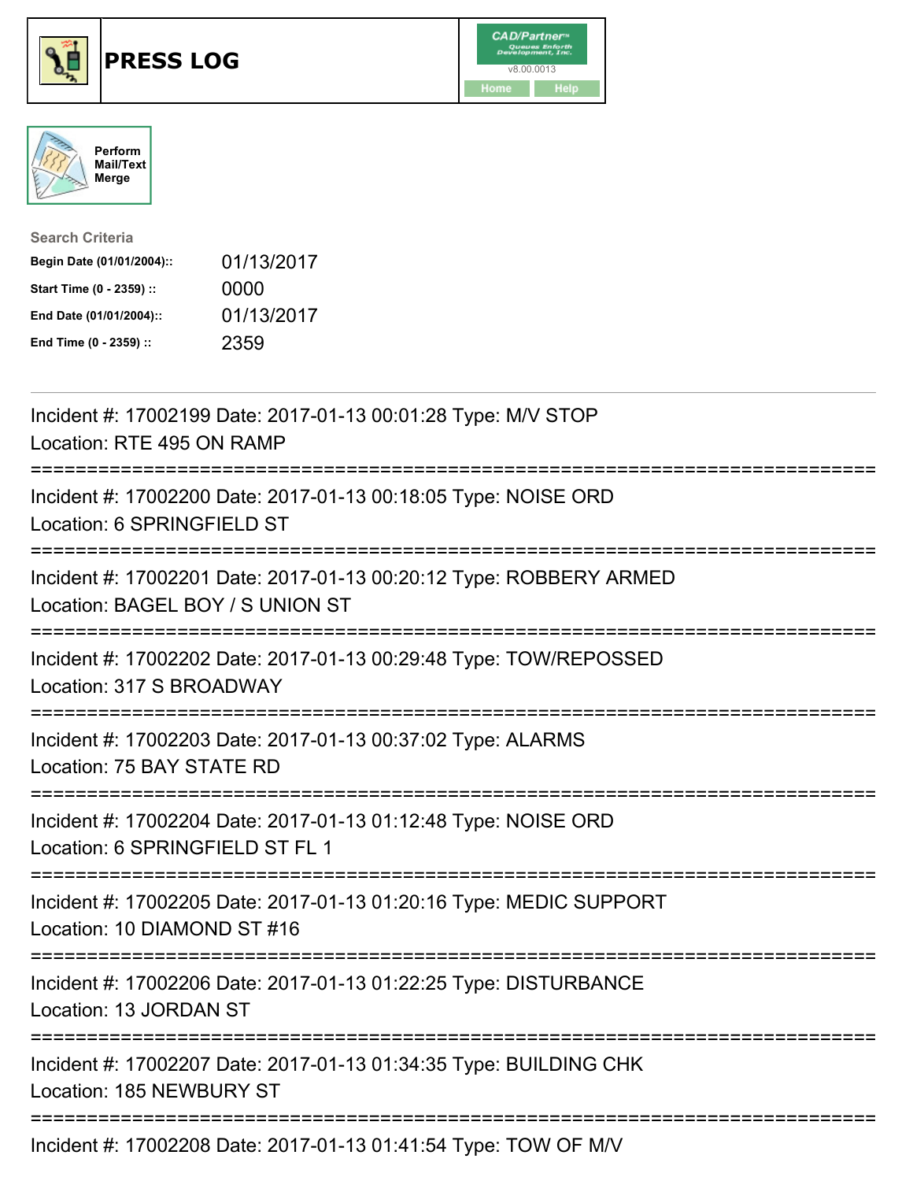# PRESS LOG

CAD/Partner
v8.00.0013
Home Help

Perform Mail/Text Merge

**Search Criteria**

| | |
|---|---|
| **Begin Date (01/01/2004)::** | 01/13/2017 |
| **Start Time (0 - 2359) ::** | 0000 |
| **End Date (01/01/2004)::** | 01/13/2017 |
| **End Time (0 - 2359) ::** | 2359 |

---

Incident #: 17002199 Date: 2017-01-13 00:01:28 Type: M/V STOP
Location: RTE 495 ON RAMP

===========================================================================

Incident #: 17002200 Date: 2017-01-13 00:18:05 Type: NOISE ORD
Location: 6 SPRINGFIELD ST

===========================================================================

Incident #: 17002201 Date: 2017-01-13 00:20:12 Type: ROBBERY ARMED
Location: BAGEL BOY / S UNION ST

===========================================================================

Incident #: 17002202 Date: 2017-01-13 00:29:48 Type: TOW/REPOSSED
Location: 317 S BROADWAY

===========================================================================

Incident #: 17002203 Date: 2017-01-13 00:37:02 Type: ALARMS
Location: 75 BAY STATE RD

===========================================================================

Incident #: 17002204 Date: 2017-01-13 01:12:48 Type: NOISE ORD
Location: 6 SPRINGFIELD ST FL 1

===========================================================================

Incident #: 17002205 Date: 2017-01-13 01:20:16 Type: MEDIC SUPPORT
Location: 10 DIAMOND ST #16

===========================================================================

Incident #: 17002206 Date: 2017-01-13 01:22:25 Type: DISTURBANCE
Location: 13 JORDAN ST

===========================================================================

Incident #: 17002207 Date: 2017-01-13 01:34:35 Type: BUILDING CHK
Location: 185 NEWBURY ST

===========================================================================

Incident #: 17002208 Date: 2017-01-13 01:41:54 Type: TOW OF M/V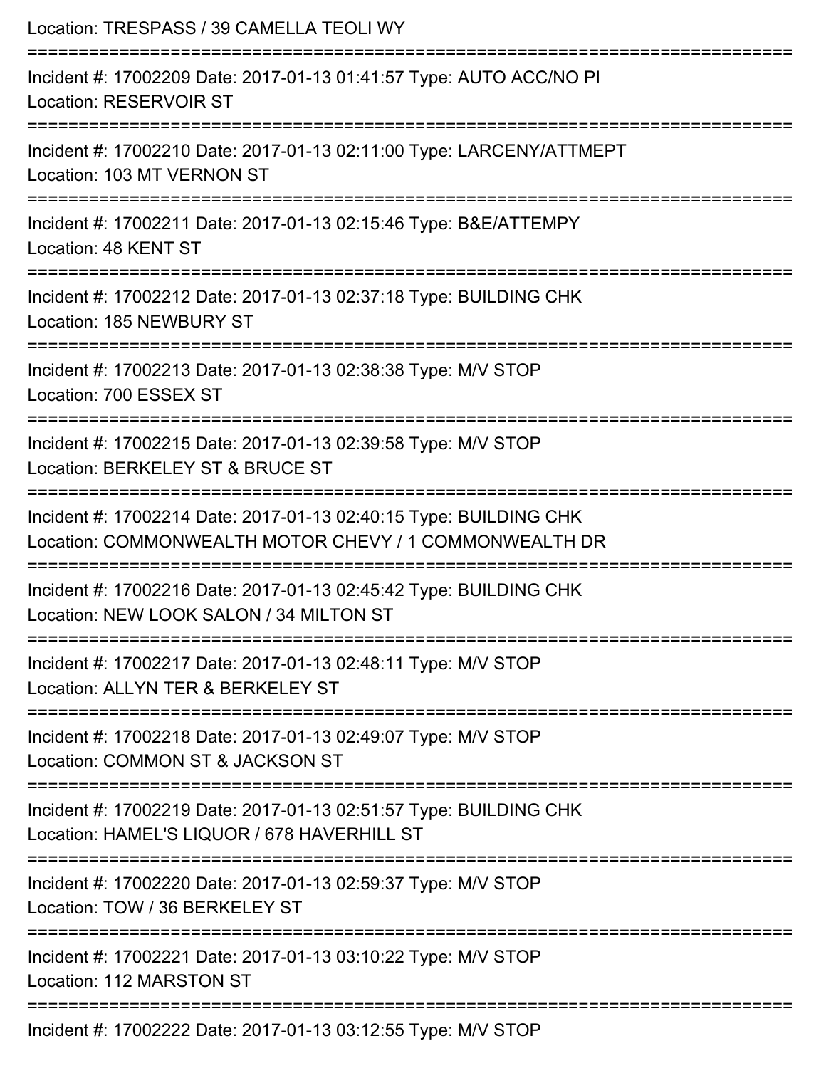Location: TRESPASS / 39 CAMELLA TEOLI WY

===========================================================================

Incident #: 17002209 Date: 2017-01-13 01:41:57 Type: AUTO ACC/NO PI

Location: RESERVOIR ST

===========================================================================

Incident #: 17002210 Date: 2017-01-13 02:11:00 Type: LARCENY/ATTMEPT

Location: 103 MT VERNON ST

===========================================================================

Incident #: 17002211 Date: 2017-01-13 02:15:46 Type: B&E/ATTEMPY

Location: 48 KENT ST

===========================================================================

Incident #: 17002212 Date: 2017-01-13 02:37:18 Type: BUILDING CHK

Location: 185 NEWBURY ST

===========================================================================

Incident #: 17002213 Date: 2017-01-13 02:38:38 Type: M/V STOP

Location: 700 ESSEX ST

===========================================================================

Incident #: 17002215 Date: 2017-01-13 02:39:58 Type: M/V STOP

Location: BERKELEY ST & BRUCE ST

===========================================================================

Incident #: 17002214 Date: 2017-01-13 02:40:15 Type: BUILDING CHK

Location: COMMONWEALTH MOTOR CHEVY / 1 COMMONWEALTH DR

===========================================================================

Incident #: 17002216 Date: 2017-01-13 02:45:42 Type: BUILDING CHK

Location: NEW LOOK SALON / 34 MILTON ST

===========================================================================

Incident #: 17002217 Date: 2017-01-13 02:48:11 Type: M/V STOP

Location: ALLYN TER & BERKELEY ST

===========================================================================

Incident #: 17002218 Date: 2017-01-13 02:49:07 Type: M/V STOP

Location: COMMON ST & JACKSON ST

===========================================================================

Incident #: 17002219 Date: 2017-01-13 02:51:57 Type: BUILDING CHK

Location: HAMEL'S LIQUOR / 678 HAVERHILL ST

===========================================================================

Incident #: 17002220 Date: 2017-01-13 02:59:37 Type: M/V STOP

Location: TOW / 36 BERKELEY ST

===========================================================================

Incident #: 17002221 Date: 2017-01-13 03:10:22 Type: M/V STOP

Location: 112 MARSTON ST

===========================================================================

Incident #: 17002222 Date: 2017-01-13 03:12:55 Type: M/V STOP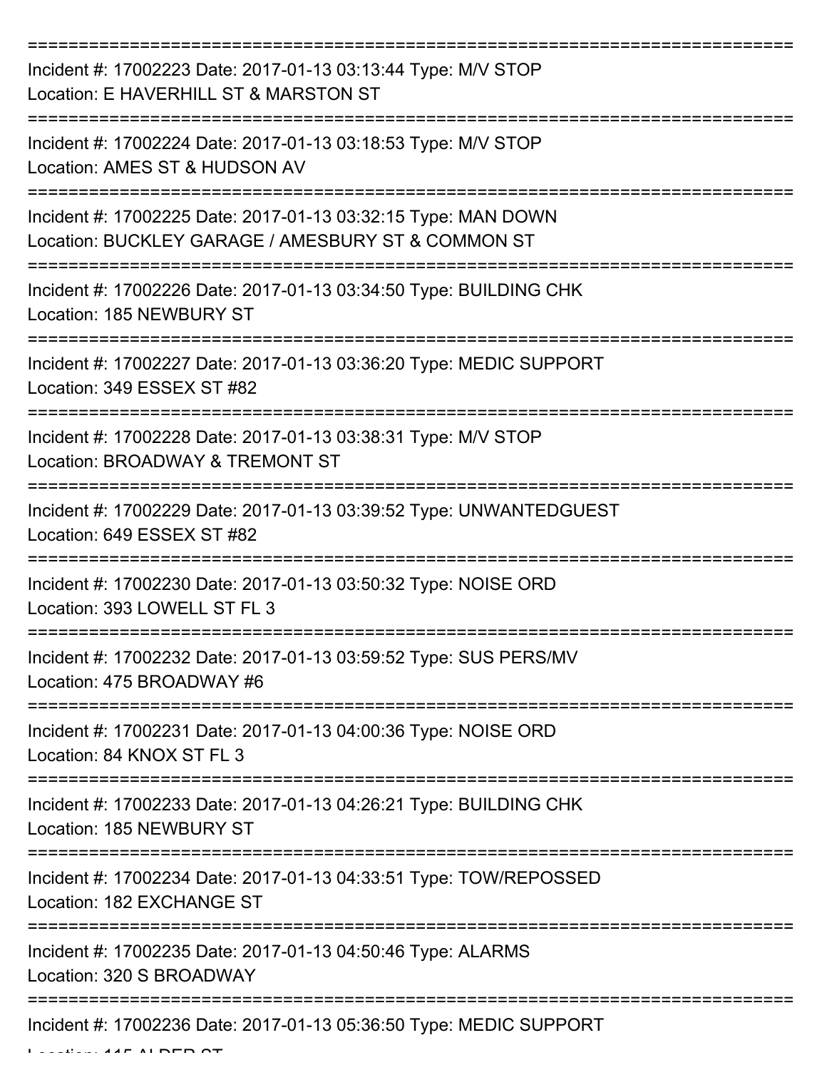Incident #: 17002223 Date: 2017-01-13 03:13:44 Type: M/V STOP
Location: E HAVERHILL ST & MARSTON ST

Incident #: 17002224 Date: 2017-01-13 03:18:53 Type: M/V STOP
Location: AMES ST & HUDSON AV

Incident #: 17002225 Date: 2017-01-13 03:32:15 Type: MAN DOWN
Location: BUCKLEY GARAGE / AMESBURY ST & COMMON ST

Incident #: 17002226 Date: 2017-01-13 03:34:50 Type: BUILDING CHK
Location: 185 NEWBURY ST

Incident #: 17002227 Date: 2017-01-13 03:36:20 Type: MEDIC SUPPORT
Location: 349 ESSEX ST #82

Incident #: 17002228 Date: 2017-01-13 03:38:31 Type: M/V STOP
Location: BROADWAY & TREMONT ST

Incident #: 17002229 Date: 2017-01-13 03:39:52 Type: UNWANTEDGUEST
Location: 649 ESSEX ST #82

Incident #: 17002230 Date: 2017-01-13 03:50:32 Type: NOISE ORD
Location: 393 LOWELL ST FL 3

Incident #: 17002232 Date: 2017-01-13 03:59:52 Type: SUS PERS/MV
Location: 475 BROADWAY #6

Incident #: 17002231 Date: 2017-01-13 04:00:36 Type: NOISE ORD
Location: 84 KNOX ST FL 3

Incident #: 17002233 Date: 2017-01-13 04:26:21 Type: BUILDING CHK
Location: 185 NEWBURY ST

Incident #: 17002234 Date: 2017-01-13 04:33:51 Type: TOW/REPOSSED
Location: 182 EXCHANGE ST

Incident #: 17002235 Date: 2017-01-13 04:50:46 Type: ALARMS
Location: 320 S BROADWAY

Incident #: 17002236 Date: 2017-01-13 05:36:50 Type: MEDIC SUPPORT
Location: 115 ALDER ST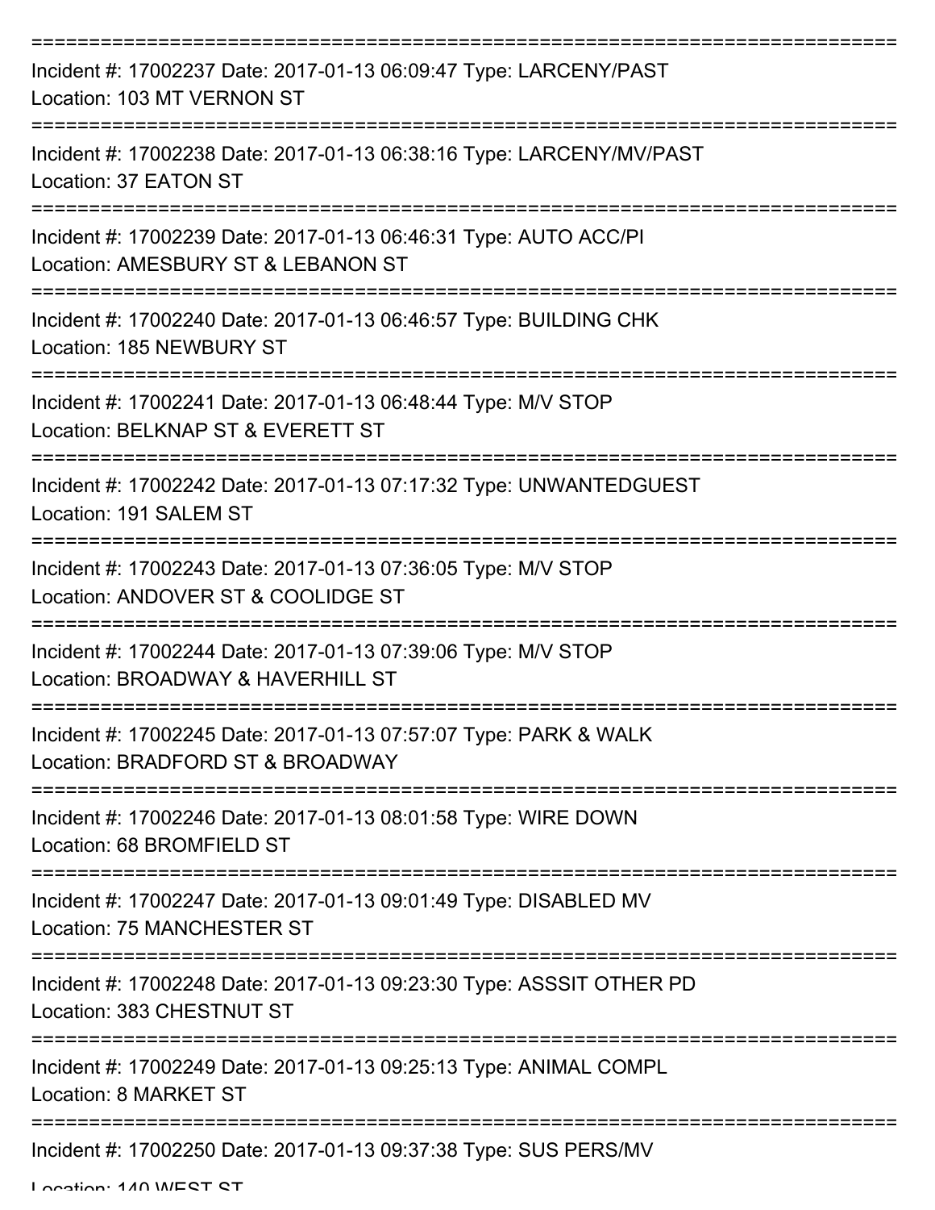===========================================================================
Incident #: 17002237 Date: 2017-01-13 06:09:47 Type: LARCENY/PAST
Location: 103 MT VERNON ST
===========================================================================
Incident #: 17002238 Date: 2017-01-13 06:38:16 Type: LARCENY/MV/PAST
Location: 37 EATON ST
===========================================================================
Incident #: 17002239 Date: 2017-01-13 06:46:31 Type: AUTO ACC/PI
Location: AMESBURY ST & LEBANON ST
===========================================================================
Incident #: 17002240 Date: 2017-01-13 06:46:57 Type: BUILDING CHK
Location: 185 NEWBURY ST
===========================================================================
Incident #: 17002241 Date: 2017-01-13 06:48:44 Type: M/V STOP
Location: BELKNAP ST & EVERETT ST
===========================================================================
Incident #: 17002242 Date: 2017-01-13 07:17:32 Type: UNWANTEDGUEST
Location: 191 SALEM ST
===========================================================================
Incident #: 17002243 Date: 2017-01-13 07:36:05 Type: M/V STOP
Location: ANDOVER ST & COOLIDGE ST
===========================================================================
Incident #: 17002244 Date: 2017-01-13 07:39:06 Type: M/V STOP
Location: BROADWAY & HAVERHILL ST
===========================================================================
Incident #: 17002245 Date: 2017-01-13 07:57:07 Type: PARK & WALK
Location: BRADFORD ST & BROADWAY
===========================================================================
Incident #: 17002246 Date: 2017-01-13 08:01:58 Type: WIRE DOWN
Location: 68 BROMFIELD ST
===========================================================================
Incident #: 17002247 Date: 2017-01-13 09:01:49 Type: DISABLED MV
Location: 75 MANCHESTER ST
===========================================================================
Incident #: 17002248 Date: 2017-01-13 09:23:30 Type: ASSSIT OTHER PD
Location: 383 CHESTNUT ST
===========================================================================
Incident #: 17002249 Date: 2017-01-13 09:25:13 Type: ANIMAL COMPL
Location: 8 MARKET ST
===========================================================================
Incident #: 17002250 Date: 2017-01-13 09:37:38 Type: SUS PERS/MV
Location: 140 WEST ST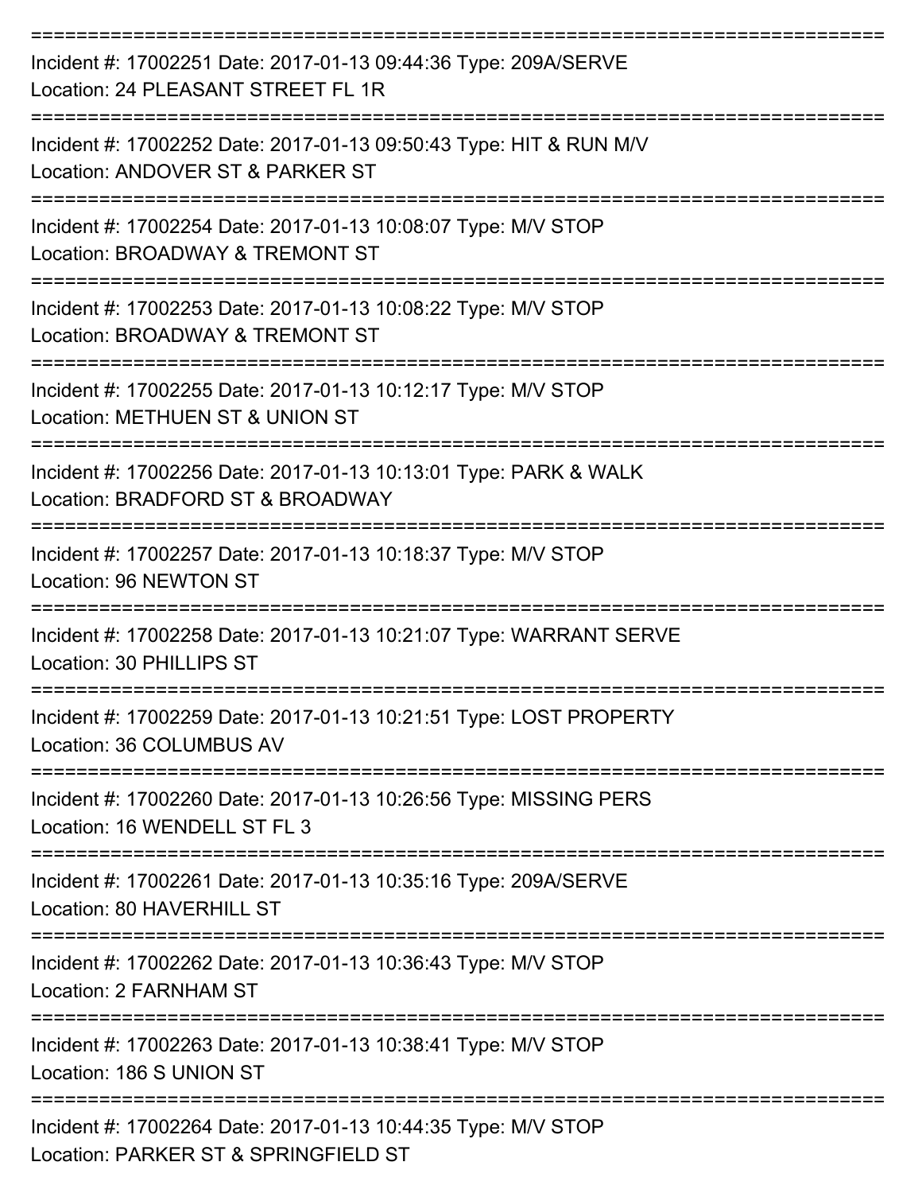===========================================================================
Incident #: 17002251 Date: 2017-01-13 09:44:36 Type: 209A/SERVE
Location: 24 PLEASANT STREET FL 1R
===========================================================================
Incident #: 17002252 Date: 2017-01-13 09:50:43 Type: HIT & RUN M/V
Location: ANDOVER ST & PARKER ST
===========================================================================
Incident #: 17002254 Date: 2017-01-13 10:08:07 Type: M/V STOP
Location: BROADWAY & TREMONT ST
===========================================================================
Incident #: 17002253 Date: 2017-01-13 10:08:22 Type: M/V STOP
Location: BROADWAY & TREMONT ST
===========================================================================
Incident #: 17002255 Date: 2017-01-13 10:12:17 Type: M/V STOP
Location: METHUEN ST & UNION ST
===========================================================================
Incident #: 17002256 Date: 2017-01-13 10:13:01 Type: PARK & WALK
Location: BRADFORD ST & BROADWAY
===========================================================================
Incident #: 17002257 Date: 2017-01-13 10:18:37 Type: M/V STOP
Location: 96 NEWTON ST
===========================================================================
Incident #: 17002258 Date: 2017-01-13 10:21:07 Type: WARRANT SERVE
Location: 30 PHILLIPS ST
===========================================================================
Incident #: 17002259 Date: 2017-01-13 10:21:51 Type: LOST PROPERTY
Location: 36 COLUMBUS AV
===========================================================================
Incident #: 17002260 Date: 2017-01-13 10:26:56 Type: MISSING PERS
Location: 16 WENDELL ST FL 3
===========================================================================
Incident #: 17002261 Date: 2017-01-13 10:35:16 Type: 209A/SERVE
Location: 80 HAVERHILL ST
===========================================================================
Incident #: 17002262 Date: 2017-01-13 10:36:43 Type: M/V STOP
Location: 2 FARNHAM ST
===========================================================================
Incident #: 17002263 Date: 2017-01-13 10:38:41 Type: M/V STOP
Location: 186 S UNION ST
===========================================================================
Incident #: 17002264 Date: 2017-01-13 10:44:35 Type: M/V STOP
Location: PARKER ST & SPRINGFIELD ST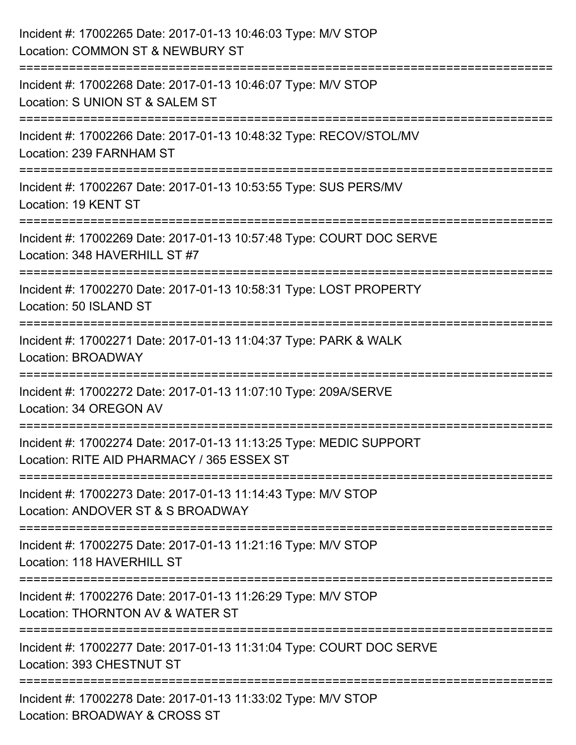Incident #: 17002265 Date: 2017-01-13 10:46:03 Type: M/V STOP
Location: COMMON ST & NEWBURY ST

===========================================================================

Incident #: 17002268 Date: 2017-01-13 10:46:07 Type: M/V STOP
Location: S UNION ST & SALEM ST

===========================================================================

Incident #: 17002266 Date: 2017-01-13 10:48:32 Type: RECOV/STOL/MV
Location: 239 FARNHAM ST

===========================================================================

Incident #: 17002267 Date: 2017-01-13 10:53:55 Type: SUS PERS/MV
Location: 19 KENT ST

===========================================================================

Incident #: 17002269 Date: 2017-01-13 10:57:48 Type: COURT DOC SERVE
Location: 348 HAVERHILL ST #7

===========================================================================

Incident #: 17002270 Date: 2017-01-13 10:58:31 Type: LOST PROPERTY
Location: 50 ISLAND ST

===========================================================================

Incident #: 17002271 Date: 2017-01-13 11:04:37 Type: PARK & WALK
Location: BROADWAY

===========================================================================

Incident #: 17002272 Date: 2017-01-13 11:07:10 Type: 209A/SERVE
Location: 34 OREGON AV

===========================================================================

Incident #: 17002274 Date: 2017-01-13 11:13:25 Type: MEDIC SUPPORT
Location: RITE AID PHARMACY / 365 ESSEX ST

===========================================================================

Incident #: 17002273 Date: 2017-01-13 11:14:43 Type: M/V STOP
Location: ANDOVER ST & S BROADWAY

===========================================================================

Incident #: 17002275 Date: 2017-01-13 11:21:16 Type: M/V STOP
Location: 118 HAVERHILL ST

===========================================================================

Incident #: 17002276 Date: 2017-01-13 11:26:29 Type: M/V STOP
Location: THORNTON AV & WATER ST

===========================================================================

Incident #: 17002277 Date: 2017-01-13 11:31:04 Type: COURT DOC SERVE
Location: 393 CHESTNUT ST

===========================================================================

Incident #: 17002278 Date: 2017-01-13 11:33:02 Type: M/V STOP
Location: BROADWAY & CROSS ST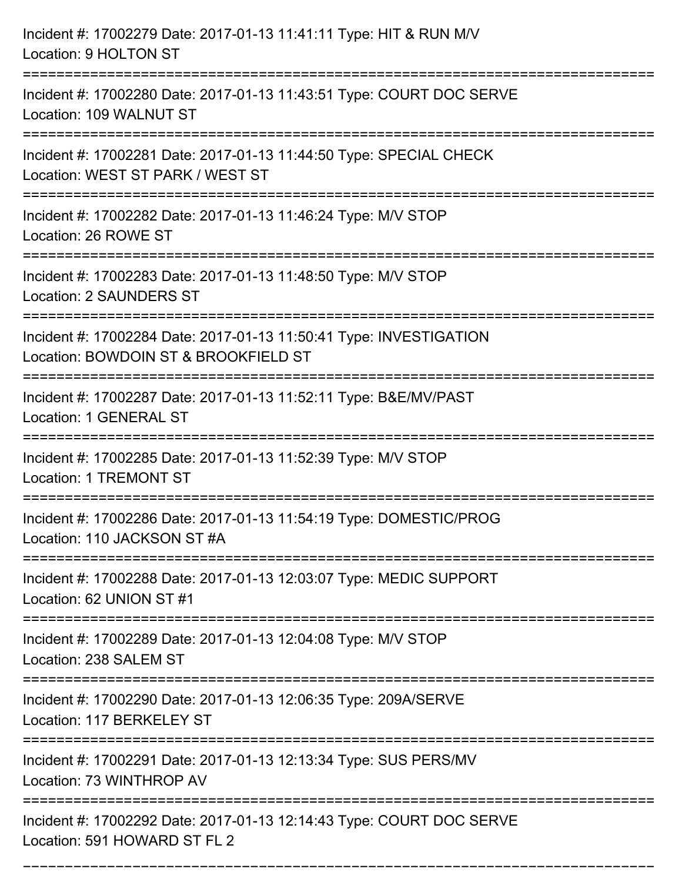Incident #: 17002279 Date: 2017-01-13 11:41:11 Type: HIT & RUN M/V
Location: 9 HOLTON ST

===========================================================================

Incident #: 17002280 Date: 2017-01-13 11:43:51 Type: COURT DOC SERVE
Location: 109 WALNUT ST

===========================================================================

Incident #: 17002281 Date: 2017-01-13 11:44:50 Type: SPECIAL CHECK
Location: WEST ST PARK / WEST ST

===========================================================================

Incident #: 17002282 Date: 2017-01-13 11:46:24 Type: M/V STOP
Location: 26 ROWE ST

===========================================================================

Incident #: 17002283 Date: 2017-01-13 11:48:50 Type: M/V STOP
Location: 2 SAUNDERS ST

===========================================================================

Incident #: 17002284 Date: 2017-01-13 11:50:41 Type: INVESTIGATION
Location: BOWDOIN ST & BROOKFIELD ST

===========================================================================

Incident #: 17002287 Date: 2017-01-13 11:52:11 Type: B&E/MV/PAST
Location: 1 GENERAL ST

===========================================================================

Incident #: 17002285 Date: 2017-01-13 11:52:39 Type: M/V STOP
Location: 1 TREMONT ST

===========================================================================

Incident #: 17002286 Date: 2017-01-13 11:54:19 Type: DOMESTIC/PROG
Location: 110 JACKSON ST #A

===========================================================================

Incident #: 17002288 Date: 2017-01-13 12:03:07 Type: MEDIC SUPPORT
Location: 62 UNION ST #1

===========================================================================

Incident #: 17002289 Date: 2017-01-13 12:04:08 Type: M/V STOP
Location: 238 SALEM ST

===========================================================================

Incident #: 17002290 Date: 2017-01-13 12:06:35 Type: 209A/SERVE
Location: 117 BERKELEY ST

===========================================================================

Incident #: 17002291 Date: 2017-01-13 12:13:34 Type: SUS PERS/MV
Location: 73 WINTHROP AV

===========================================================================

Incident #: 17002292 Date: 2017-01-13 12:14:43 Type: COURT DOC SERVE
Location: 591 HOWARD ST FL 2

===========================================================================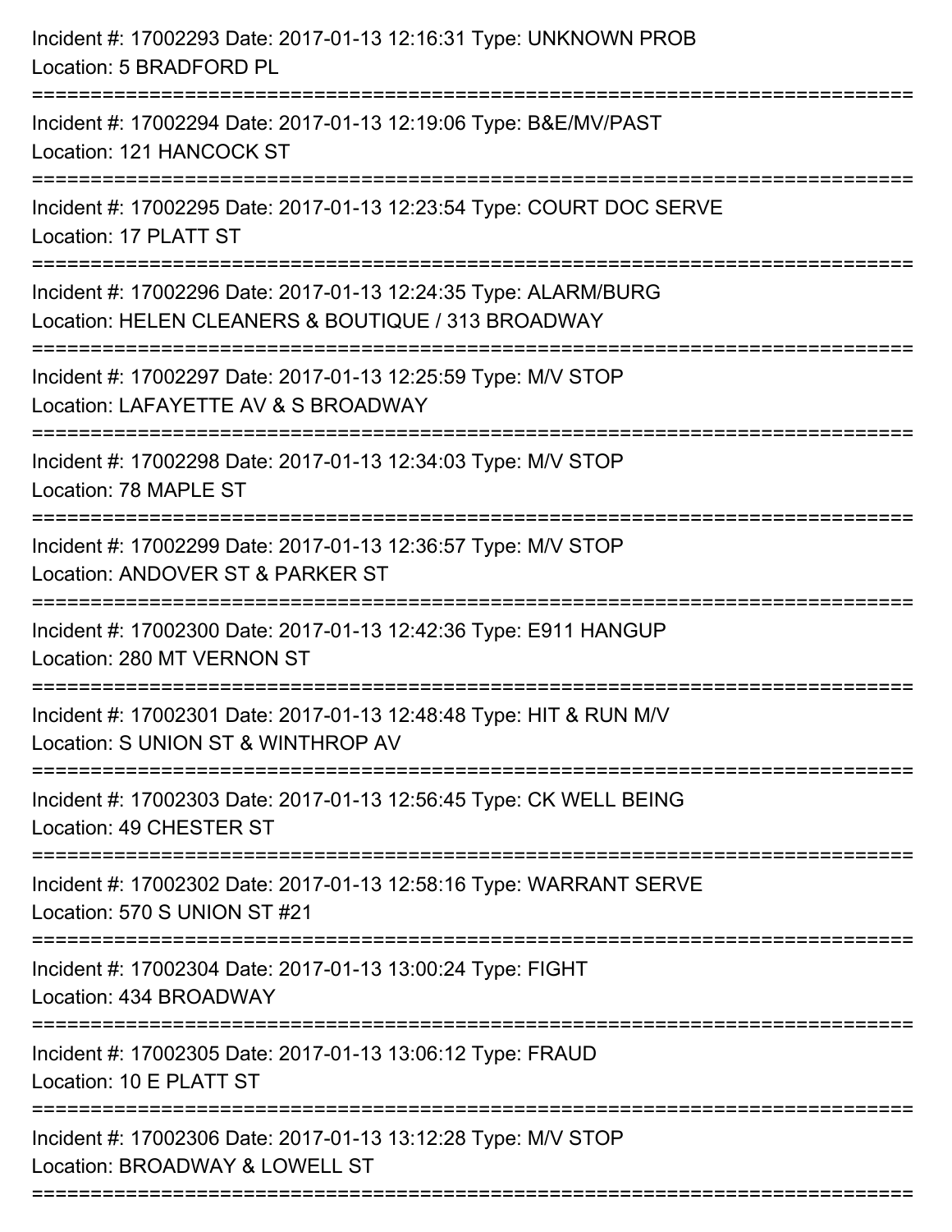Incident #: 17002293 Date: 2017-01-13 12:16:31 Type: UNKNOWN PROB
Location: 5 BRADFORD PL

===========================================================================

Incident #: 17002294 Date: 2017-01-13 12:19:06 Type: B&E/MV/PAST
Location: 121 HANCOCK ST

===========================================================================

Incident #: 17002295 Date: 2017-01-13 12:23:54 Type: COURT DOC SERVE
Location: 17 PLATT ST

===========================================================================

Incident #: 17002296 Date: 2017-01-13 12:24:35 Type: ALARM/BURG
Location: HELEN CLEANERS & BOUTIQUE / 313 BROADWAY

===========================================================================

Incident #: 17002297 Date: 2017-01-13 12:25:59 Type: M/V STOP
Location: LAFAYETTE AV & S BROADWAY

===========================================================================

Incident #: 17002298 Date: 2017-01-13 12:34:03 Type: M/V STOP
Location: 78 MAPLE ST

===========================================================================

Incident #: 17002299 Date: 2017-01-13 12:36:57 Type: M/V STOP
Location: ANDOVER ST & PARKER ST

===========================================================================

Incident #: 17002300 Date: 2017-01-13 12:42:36 Type: E911 HANGUP
Location: 280 MT VERNON ST

===========================================================================

Incident #: 17002301 Date: 2017-01-13 12:48:48 Type: HIT & RUN M/V
Location: S UNION ST & WINTHROP AV

===========================================================================

Incident #: 17002303 Date: 2017-01-13 12:56:45 Type: CK WELL BEING
Location: 49 CHESTER ST

===========================================================================

Incident #: 17002302 Date: 2017-01-13 12:58:16 Type: WARRANT SERVE
Location: 570 S UNION ST #21

===========================================================================

Incident #: 17002304 Date: 2017-01-13 13:00:24 Type: FIGHT
Location: 434 BROADWAY

===========================================================================

Incident #: 17002305 Date: 2017-01-13 13:06:12 Type: FRAUD
Location: 10 E PLATT ST

===========================================================================

Incident #: 17002306 Date: 2017-01-13 13:12:28 Type: M/V STOP
Location: BROADWAY & LOWELL ST

===========================================================================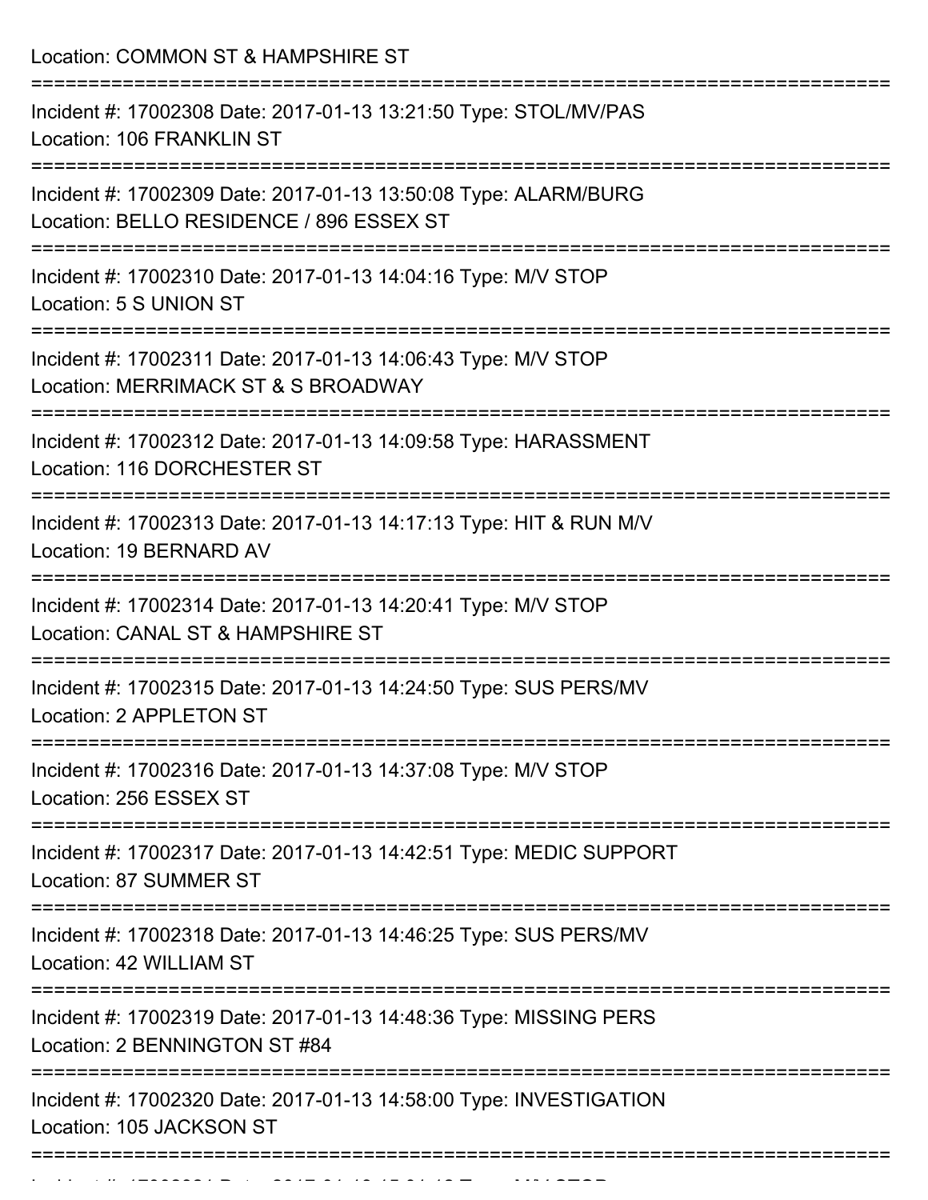Location: COMMON ST & HAMPSHIRE ST

===========================================================================

Incident #: 17002308 Date: 2017-01-13 13:21:50 Type: STOL/MV/PAS
Location: 106 FRANKLIN ST

===========================================================================

Incident #: 17002309 Date: 2017-01-13 13:50:08 Type: ALARM/BURG
Location: BELLO RESIDENCE / 896 ESSEX ST

===========================================================================

Incident #: 17002310 Date: 2017-01-13 14:04:16 Type: M/V STOP
Location: 5 S UNION ST

===========================================================================

Incident #: 17002311 Date: 2017-01-13 14:06:43 Type: M/V STOP
Location: MERRIMACK ST & S BROADWAY

===========================================================================

Incident #: 17002312 Date: 2017-01-13 14:09:58 Type: HARASSMENT
Location: 116 DORCHESTER ST

===========================================================================

Incident #: 17002313 Date: 2017-01-13 14:17:13 Type: HIT & RUN M/V
Location: 19 BERNARD AV

===========================================================================

Incident #: 17002314 Date: 2017-01-13 14:20:41 Type: M/V STOP
Location: CANAL ST & HAMPSHIRE ST

===========================================================================

Incident #: 17002315 Date: 2017-01-13 14:24:50 Type: SUS PERS/MV
Location: 2 APPLETON ST

===========================================================================

Incident #: 17002316 Date: 2017-01-13 14:37:08 Type: M/V STOP
Location: 256 ESSEX ST

===========================================================================

Incident #: 17002317 Date: 2017-01-13 14:42:51 Type: MEDIC SUPPORT
Location: 87 SUMMER ST

===========================================================================

Incident #: 17002318 Date: 2017-01-13 14:46:25 Type: SUS PERS/MV
Location: 42 WILLIAM ST

===========================================================================

Incident #: 17002319 Date: 2017-01-13 14:48:36 Type: MISSING PERS
Location: 2 BENNINGTON ST #84

===========================================================================

Incident #: 17002320 Date: 2017-01-13 14:58:00 Type: INVESTIGATION
Location: 105 JACKSON ST

===========================================================================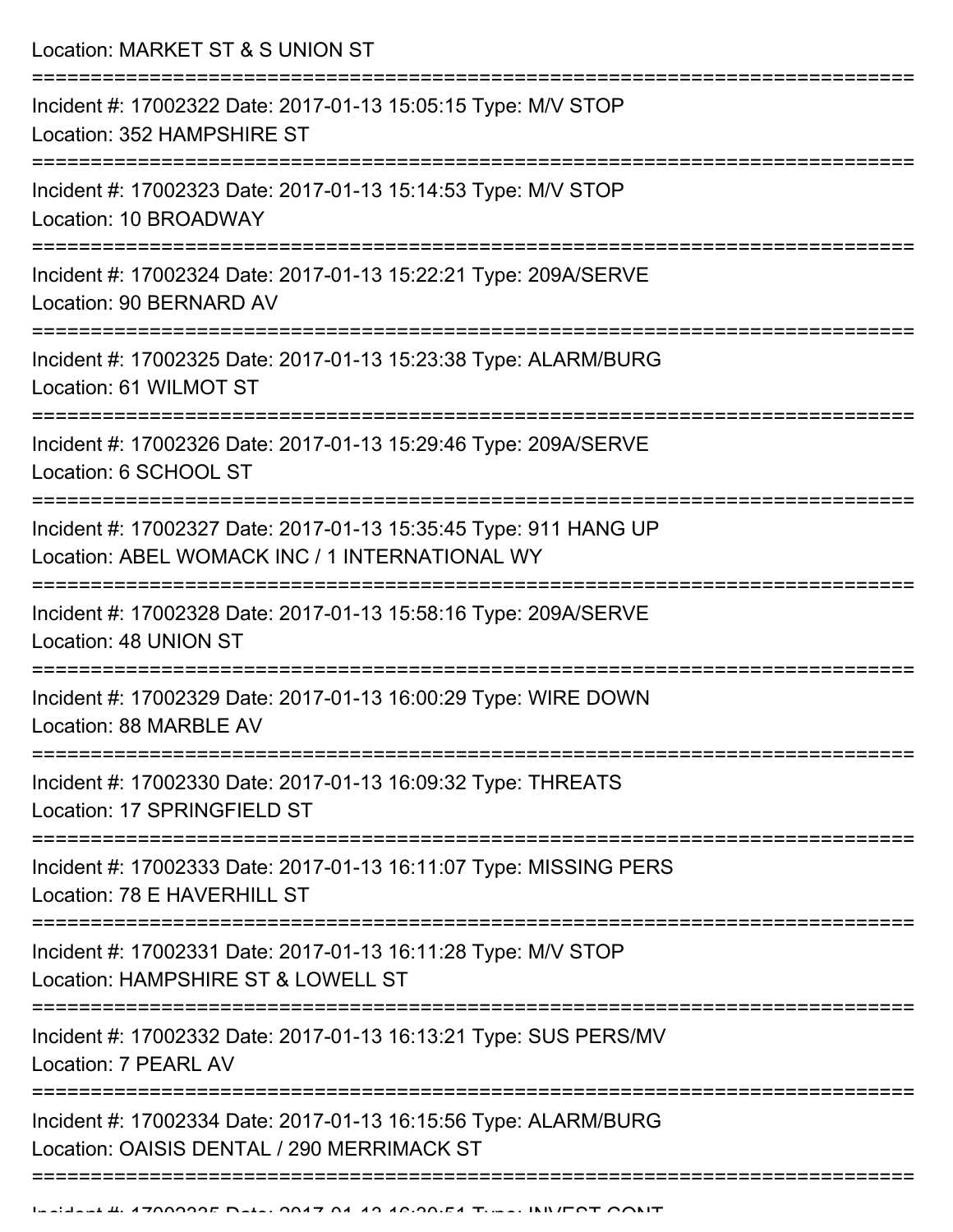Location: MARKET ST & S UNION ST

===========================================================================

Incident #: 17002322 Date: 2017-01-13 15:05:15 Type: M/V STOP
Location: 352 HAMPSHIRE ST

===========================================================================

Incident #: 17002323 Date: 2017-01-13 15:14:53 Type: M/V STOP
Location: 10 BROADWAY

===========================================================================

Incident #: 17002324 Date: 2017-01-13 15:22:21 Type: 209A/SERVE
Location: 90 BERNARD AV

===========================================================================

Incident #: 17002325 Date: 2017-01-13 15:23:38 Type: ALARM/BURG
Location: 61 WILMOT ST

===========================================================================

Incident #: 17002326 Date: 2017-01-13 15:29:46 Type: 209A/SERVE
Location: 6 SCHOOL ST

===========================================================================

Incident #: 17002327 Date: 2017-01-13 15:35:45 Type: 911 HANG UP
Location: ABEL WOMACK INC / 1 INTERNATIONAL WY

===========================================================================

Incident #: 17002328 Date: 2017-01-13 15:58:16 Type: 209A/SERVE
Location: 48 UNION ST

===========================================================================

Incident #: 17002329 Date: 2017-01-13 16:00:29 Type: WIRE DOWN
Location: 88 MARBLE AV

===========================================================================

Incident #: 17002330 Date: 2017-01-13 16:09:32 Type: THREATS
Location: 17 SPRINGFIELD ST

===========================================================================

Incident #: 17002333 Date: 2017-01-13 16:11:07 Type: MISSING PERS
Location: 78 E HAVERHILL ST

===========================================================================

Incident #: 17002331 Date: 2017-01-13 16:11:28 Type: M/V STOP
Location: HAMPSHIRE ST & LOWELL ST

===========================================================================

Incident #: 17002332 Date: 2017-01-13 16:13:21 Type: SUS PERS/MV
Location: 7 PEARL AV

===========================================================================

Incident #: 17002334 Date: 2017-01-13 16:15:56 Type: ALARM/BURG
Location: OAISIS DENTAL / 290 MERRIMACK ST

===========================================================================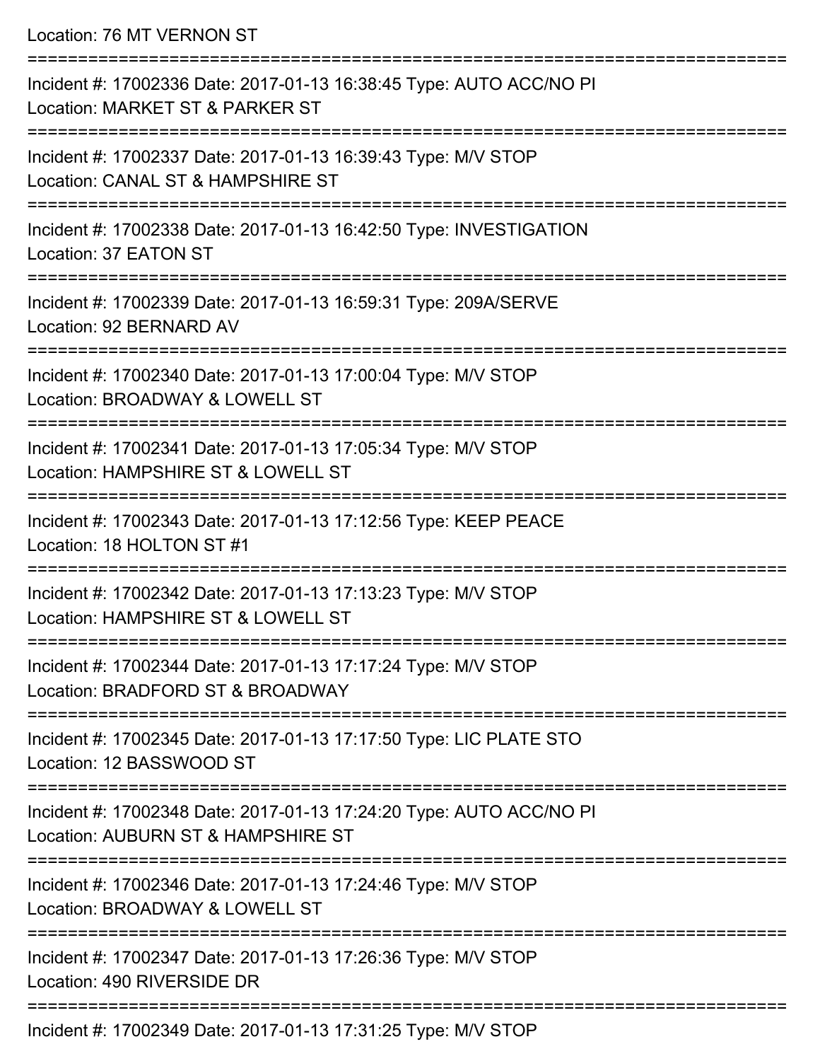Location: 76 MT VERNON ST

===========================================================================

Incident #: 17002336 Date: 2017-01-13 16:38:45 Type: AUTO ACC/NO PI
Location: MARKET ST & PARKER ST

===========================================================================

Incident #: 17002337 Date: 2017-01-13 16:39:43 Type: M/V STOP
Location: CANAL ST & HAMPSHIRE ST

===========================================================================

Incident #: 17002338 Date: 2017-01-13 16:42:50 Type: INVESTIGATION
Location: 37 EATON ST

===========================================================================

Incident #: 17002339 Date: 2017-01-13 16:59:31 Type: 209A/SERVE
Location: 92 BERNARD AV

===========================================================================

Incident #: 17002340 Date: 2017-01-13 17:00:04 Type: M/V STOP
Location: BROADWAY & LOWELL ST

===========================================================================

Incident #: 17002341 Date: 2017-01-13 17:05:34 Type: M/V STOP
Location: HAMPSHIRE ST & LOWELL ST

===========================================================================

Incident #: 17002343 Date: 2017-01-13 17:12:56 Type: KEEP PEACE
Location: 18 HOLTON ST #1

===========================================================================

Incident #: 17002342 Date: 2017-01-13 17:13:23 Type: M/V STOP
Location: HAMPSHIRE ST & LOWELL ST

===========================================================================

Incident #: 17002344 Date: 2017-01-13 17:17:24 Type: M/V STOP
Location: BRADFORD ST & BROADWAY

===========================================================================

Incident #: 17002345 Date: 2017-01-13 17:17:50 Type: LIC PLATE STO
Location: 12 BASSWOOD ST

===========================================================================

Incident #: 17002348 Date: 2017-01-13 17:24:20 Type: AUTO ACC/NO PI
Location: AUBURN ST & HAMPSHIRE ST

===========================================================================

Incident #: 17002346 Date: 2017-01-13 17:24:46 Type: M/V STOP
Location: BROADWAY & LOWELL ST

===========================================================================

Incident #: 17002347 Date: 2017-01-13 17:26:36 Type: M/V STOP
Location: 490 RIVERSIDE DR

===========================================================================

Incident #: 17002349 Date: 2017-01-13 17:31:25 Type: M/V STOP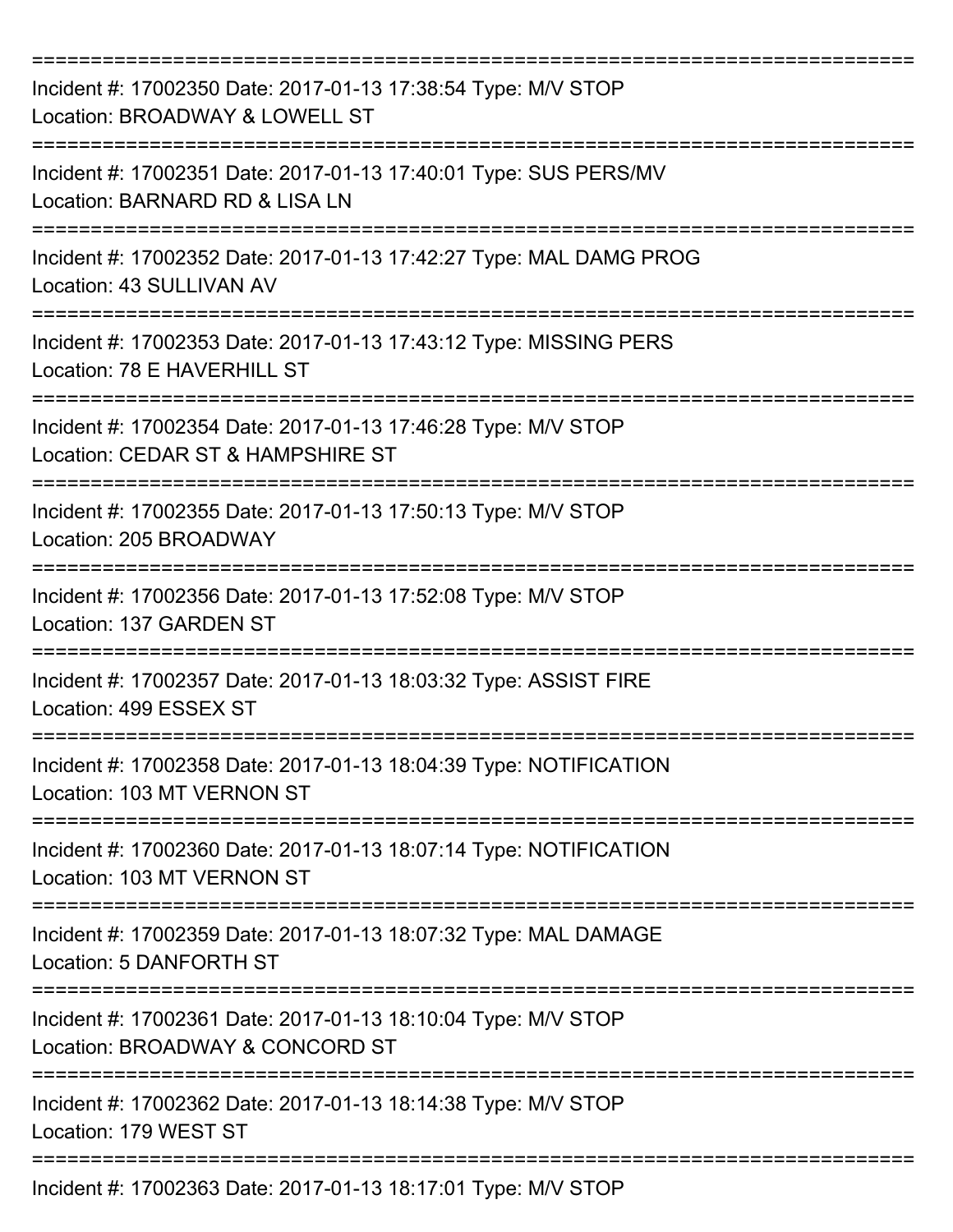===========================================================================

Incident #: 17002350 Date: 2017-01-13 17:38:54 Type: M/V STOP

Location: BROADWAY & LOWELL ST

===========================================================================

Incident #: 17002351 Date: 2017-01-13 17:40:01 Type: SUS PERS/MV

Location: BARNARD RD & LISA LN

===========================================================================

Incident #: 17002352 Date: 2017-01-13 17:42:27 Type: MAL DAMG PROG

Location: 43 SULLIVAN AV

===========================================================================

Incident #: 17002353 Date: 2017-01-13 17:43:12 Type: MISSING PERS

Location: 78 E HAVERHILL ST

===========================================================================

Incident #: 17002354 Date: 2017-01-13 17:46:28 Type: M/V STOP

Location: CEDAR ST & HAMPSHIRE ST

===========================================================================

Incident #: 17002355 Date: 2017-01-13 17:50:13 Type: M/V STOP

Location: 205 BROADWAY

===========================================================================

Incident #: 17002356 Date: 2017-01-13 17:52:08 Type: M/V STOP

Location: 137 GARDEN ST

===========================================================================

Incident #: 17002357 Date: 2017-01-13 18:03:32 Type: ASSIST FIRE

Location: 499 ESSEX ST

===========================================================================

Incident #: 17002358 Date: 2017-01-13 18:04:39 Type: NOTIFICATION

Location: 103 MT VERNON ST

===========================================================================

Incident #: 17002360 Date: 2017-01-13 18:07:14 Type: NOTIFICATION

Location: 103 MT VERNON ST

===========================================================================

Incident #: 17002359 Date: 2017-01-13 18:07:32 Type: MAL DAMAGE

Location: 5 DANFORTH ST

===========================================================================

Incident #: 17002361 Date: 2017-01-13 18:10:04 Type: M/V STOP

Location: BROADWAY & CONCORD ST

===========================================================================

Incident #: 17002362 Date: 2017-01-13 18:14:38 Type: M/V STOP

Location: 179 WEST ST

===========================================================================

Incident #: 17002363 Date: 2017-01-13 18:17:01 Type: M/V STOP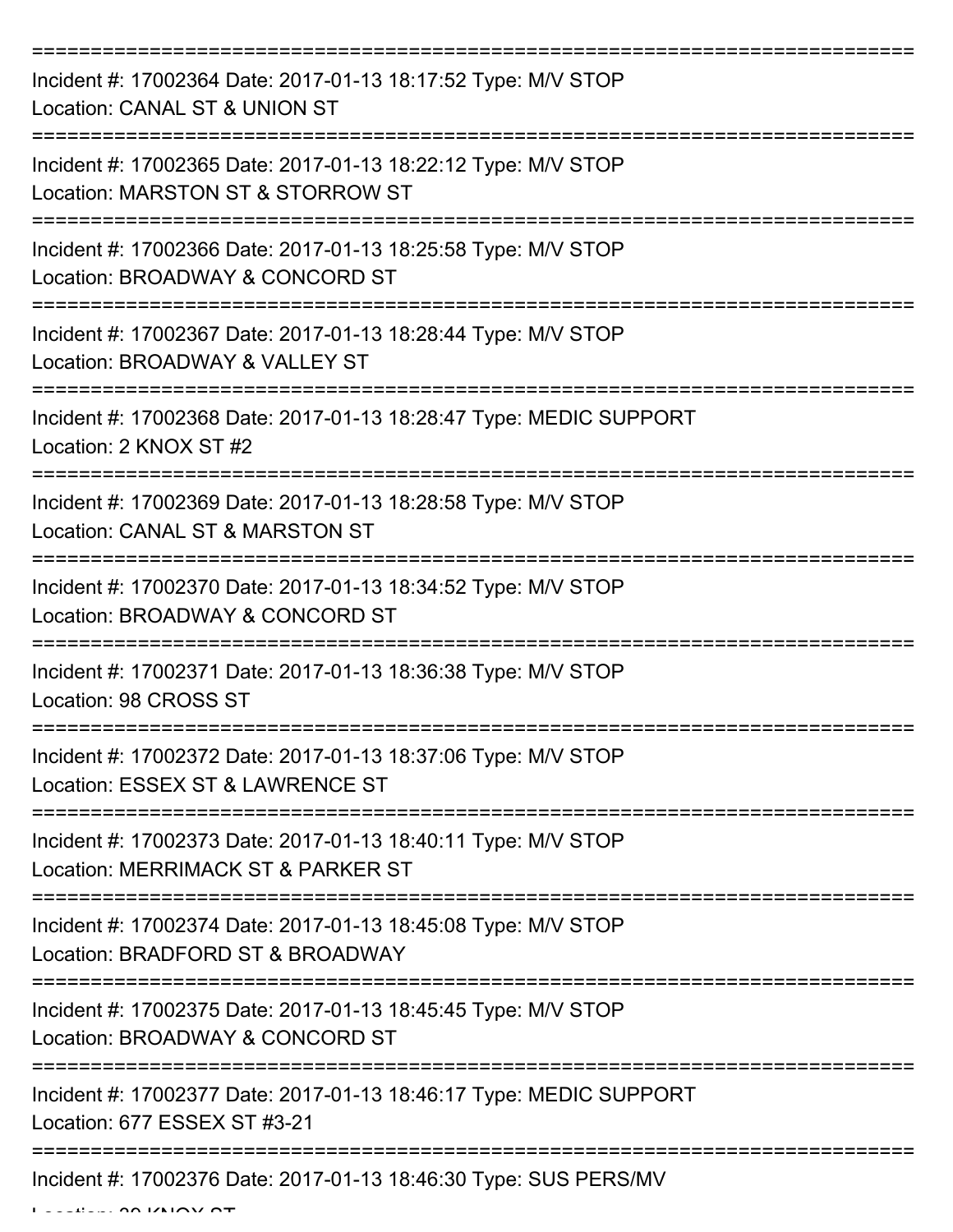===========================================================================
Incident #: 17002364 Date: 2017-01-13 18:17:52 Type: M/V STOP
Location: CANAL ST & UNION ST
===========================================================================
Incident #: 17002365 Date: 2017-01-13 18:22:12 Type: M/V STOP
Location: MARSTON ST & STORROW ST
===========================================================================
Incident #: 17002366 Date: 2017-01-13 18:25:58 Type: M/V STOP
Location: BROADWAY & CONCORD ST
===========================================================================
Incident #: 17002367 Date: 2017-01-13 18:28:44 Type: M/V STOP
Location: BROADWAY & VALLEY ST
===========================================================================
Incident #: 17002368 Date: 2017-01-13 18:28:47 Type: MEDIC SUPPORT
Location: 2 KNOX ST #2
===========================================================================
Incident #: 17002369 Date: 2017-01-13 18:28:58 Type: M/V STOP
Location: CANAL ST & MARSTON ST
===========================================================================
Incident #: 17002370 Date: 2017-01-13 18:34:52 Type: M/V STOP
Location: BROADWAY & CONCORD ST
===========================================================================
Incident #: 17002371 Date: 2017-01-13 18:36:38 Type: M/V STOP
Location: 98 CROSS ST
===========================================================================
Incident #: 17002372 Date: 2017-01-13 18:37:06 Type: M/V STOP
Location: ESSEX ST & LAWRENCE ST
===========================================================================
Incident #: 17002373 Date: 2017-01-13 18:40:11 Type: M/V STOP
Location: MERRIMACK ST & PARKER ST
===========================================================================
Incident #: 17002374 Date: 2017-01-13 18:45:08 Type: M/V STOP
Location: BRADFORD ST & BROADWAY
===========================================================================
Incident #: 17002375 Date: 2017-01-13 18:45:45 Type: M/V STOP
Location: BROADWAY & CONCORD ST
===========================================================================
Incident #: 17002377 Date: 2017-01-13 18:46:17 Type: MEDIC SUPPORT
Location: 677 ESSEX ST #3-21
===========================================================================
Incident #: 17002376 Date: 2017-01-13 18:46:30 Type: SUS PERS/MV
Location: 30 KNOX ST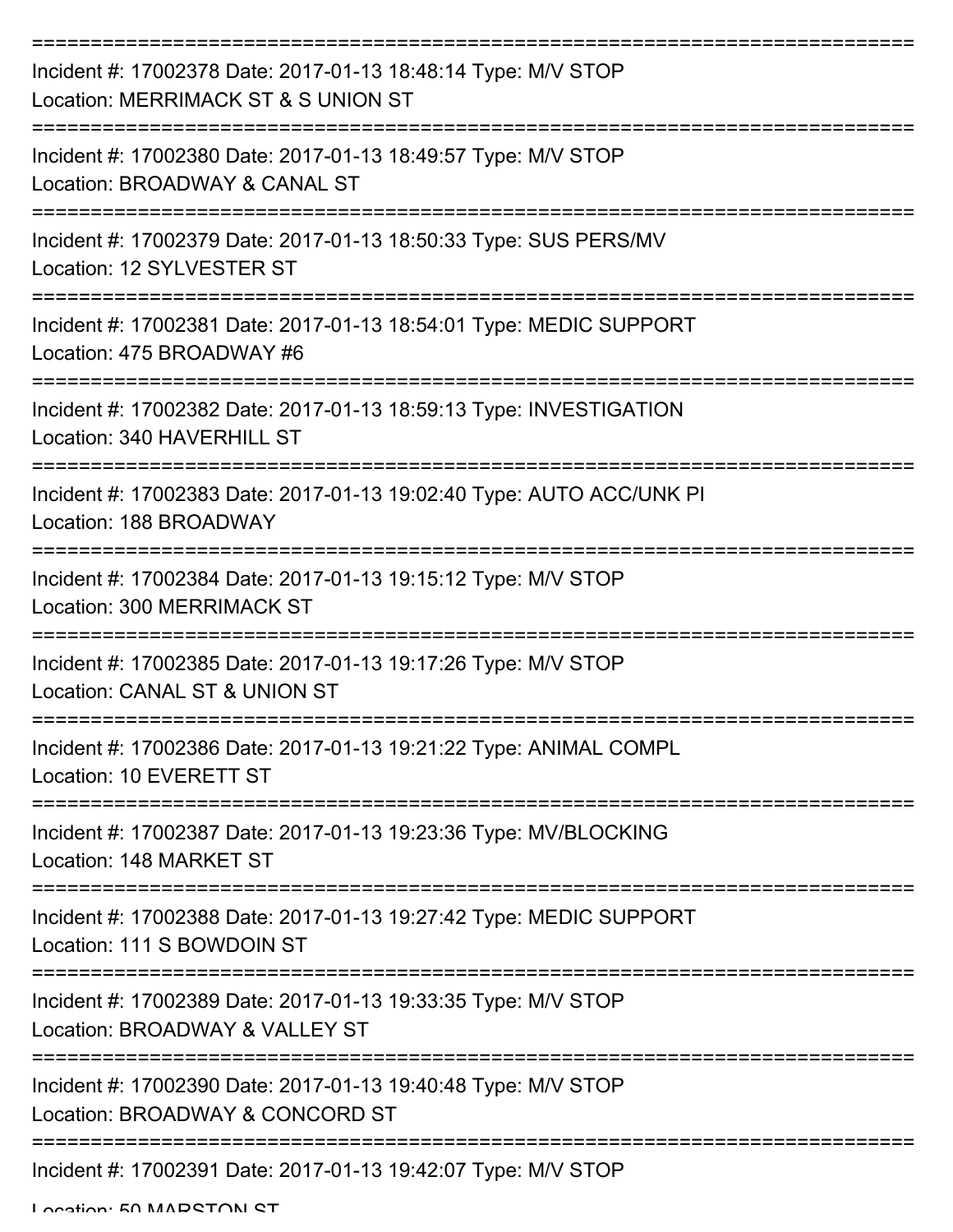===========================================================================

Incident #: 17002378 Date: 2017-01-13 18:48:14 Type: M/V STOP

Location: MERRIMACK ST & S UNION ST

===========================================================================

Incident #: 17002380 Date: 2017-01-13 18:49:57 Type: M/V STOP

Location: BROADWAY & CANAL ST

===========================================================================

Incident #: 17002379 Date: 2017-01-13 18:50:33 Type: SUS PERS/MV

Location: 12 SYLVESTER ST

===========================================================================

Incident #: 17002381 Date: 2017-01-13 18:54:01 Type: MEDIC SUPPORT

Location: 475 BROADWAY #6

===========================================================================

Incident #: 17002382 Date: 2017-01-13 18:59:13 Type: INVESTIGATION

Location: 340 HAVERHILL ST

===========================================================================

Incident #: 17002383 Date: 2017-01-13 19:02:40 Type: AUTO ACC/UNK PI

Location: 188 BROADWAY

===========================================================================

Incident #: 17002384 Date: 2017-01-13 19:15:12 Type: M/V STOP

Location: 300 MERRIMACK ST

===========================================================================

Incident #: 17002385 Date: 2017-01-13 19:17:26 Type: M/V STOP

Location: CANAL ST & UNION ST

===========================================================================

Incident #: 17002386 Date: 2017-01-13 19:21:22 Type: ANIMAL COMPL

Location: 10 EVERETT ST

===========================================================================

Incident #: 17002387 Date: 2017-01-13 19:23:36 Type: MV/BLOCKING

Location: 148 MARKET ST

===========================================================================

Incident #: 17002388 Date: 2017-01-13 19:27:42 Type: MEDIC SUPPORT

Location: 111 S BOWDOIN ST

===========================================================================

Incident #: 17002389 Date: 2017-01-13 19:33:35 Type: M/V STOP

Location: BROADWAY & VALLEY ST

===========================================================================

Incident #: 17002390 Date: 2017-01-13 19:40:48 Type: M/V STOP

Location: BROADWAY & CONCORD ST

===========================================================================

Incident #: 17002391 Date: 2017-01-13 19:42:07 Type: M/V STOP

Location: 50 MARSTON ST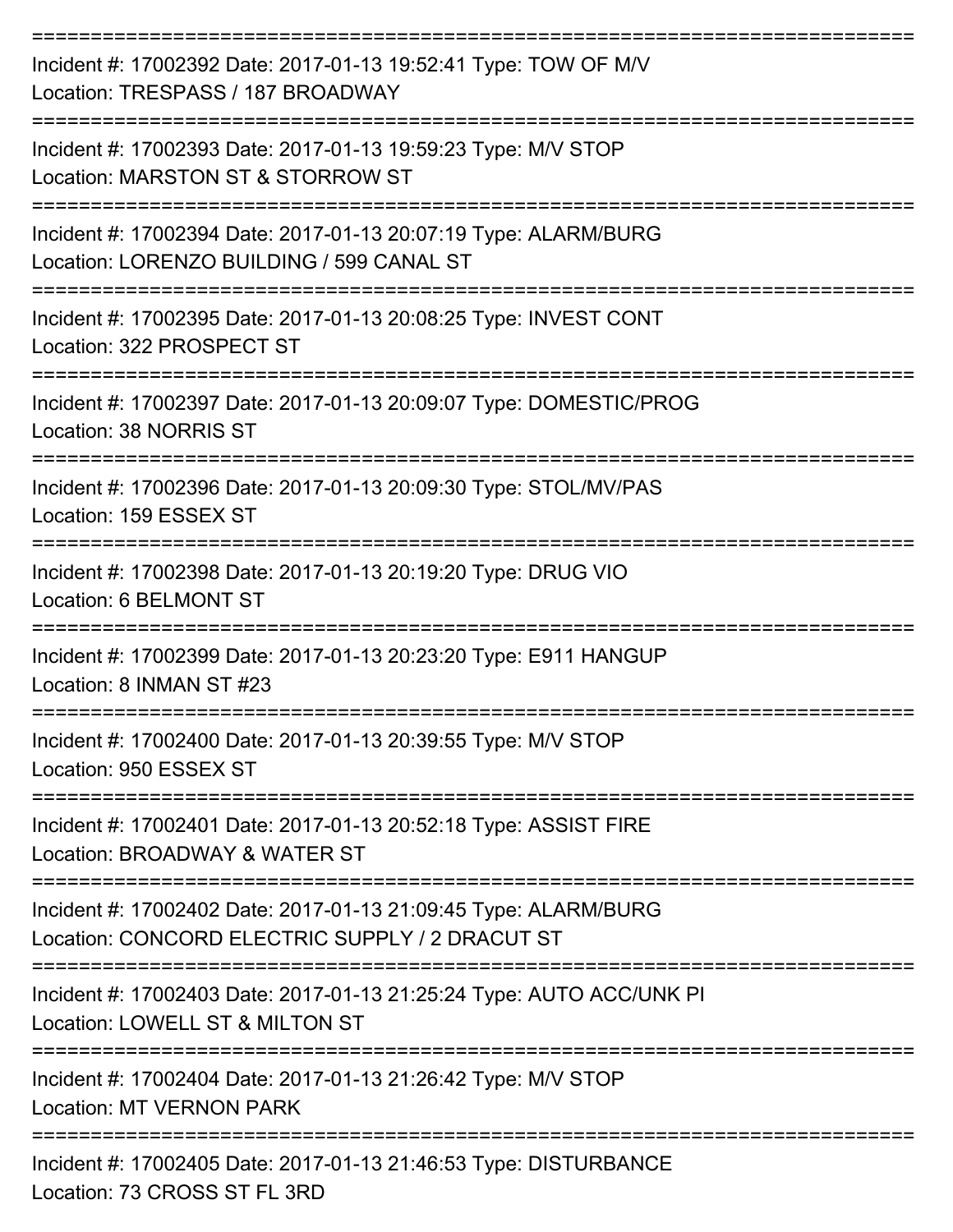===========================================================================

Incident #: 17002392 Date: 2017-01-13 19:52:41 Type: TOW OF M/V
Location: TRESPASS / 187 BROADWAY

===========================================================================

Incident #: 17002393 Date: 2017-01-13 19:59:23 Type: M/V STOP
Location: MARSTON ST & STORROW ST

===========================================================================

Incident #: 17002394 Date: 2017-01-13 20:07:19 Type: ALARM/BURG
Location: LORENZO BUILDING / 599 CANAL ST

===========================================================================

Incident #: 17002395 Date: 2017-01-13 20:08:25 Type: INVEST CONT
Location: 322 PROSPECT ST

===========================================================================

Incident #: 17002397 Date: 2017-01-13 20:09:07 Type: DOMESTIC/PROG
Location: 38 NORRIS ST

===========================================================================

Incident #: 17002396 Date: 2017-01-13 20:09:30 Type: STOL/MV/PAS
Location: 159 ESSEX ST

===========================================================================

Incident #: 17002398 Date: 2017-01-13 20:19:20 Type: DRUG VIO
Location: 6 BELMONT ST

===========================================================================

Incident #: 17002399 Date: 2017-01-13 20:23:20 Type: E911 HANGUP
Location: 8 INMAN ST #23

===========================================================================

Incident #: 17002400 Date: 2017-01-13 20:39:55 Type: M/V STOP
Location: 950 ESSEX ST

===========================================================================

Incident #: 17002401 Date: 2017-01-13 20:52:18 Type: ASSIST FIRE
Location: BROADWAY & WATER ST

===========================================================================

Incident #: 17002402 Date: 2017-01-13 21:09:45 Type: ALARM/BURG
Location: CONCORD ELECTRIC SUPPLY / 2 DRACUT ST

===========================================================================

Incident #: 17002403 Date: 2017-01-13 21:25:24 Type: AUTO ACC/UNK PI
Location: LOWELL ST & MILTON ST

===========================================================================

Incident #: 17002404 Date: 2017-01-13 21:26:42 Type: M/V STOP
Location: MT VERNON PARK

===========================================================================

Incident #: 17002405 Date: 2017-01-13 21:46:53 Type: DISTURBANCE
Location: 73 CROSS ST FL 3RD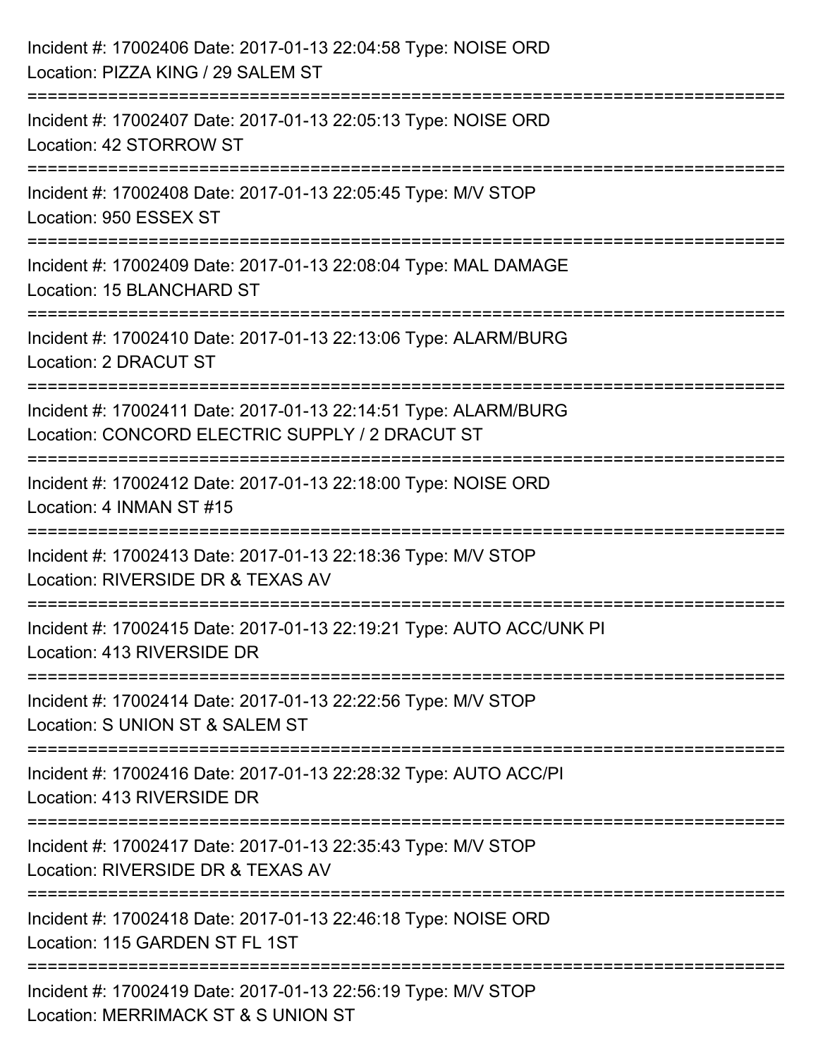Incident #: 17002406 Date: 2017-01-13 22:04:58 Type: NOISE ORD
Location: PIZZA KING / 29 SALEM ST

===========================================================================

Incident #: 17002407 Date: 2017-01-13 22:05:13 Type: NOISE ORD
Location: 42 STORROW ST

===========================================================================

Incident #: 17002408 Date: 2017-01-13 22:05:45 Type: M/V STOP
Location: 950 ESSEX ST

===========================================================================

Incident #: 17002409 Date: 2017-01-13 22:08:04 Type: MAL DAMAGE
Location: 15 BLANCHARD ST

===========================================================================

Incident #: 17002410 Date: 2017-01-13 22:13:06 Type: ALARM/BURG
Location: 2 DRACUT ST

===========================================================================

Incident #: 17002411 Date: 2017-01-13 22:14:51 Type: ALARM/BURG
Location: CONCORD ELECTRIC SUPPLY / 2 DRACUT ST

===========================================================================

Incident #: 17002412 Date: 2017-01-13 22:18:00 Type: NOISE ORD
Location: 4 INMAN ST #15

===========================================================================

Incident #: 17002413 Date: 2017-01-13 22:18:36 Type: M/V STOP
Location: RIVERSIDE DR & TEXAS AV

===========================================================================

Incident #: 17002415 Date: 2017-01-13 22:19:21 Type: AUTO ACC/UNK PI
Location: 413 RIVERSIDE DR

===========================================================================

Incident #: 17002414 Date: 2017-01-13 22:22:56 Type: M/V STOP
Location: S UNION ST & SALEM ST

===========================================================================

Incident #: 17002416 Date: 2017-01-13 22:28:32 Type: AUTO ACC/PI
Location: 413 RIVERSIDE DR

===========================================================================

Incident #: 17002417 Date: 2017-01-13 22:35:43 Type: M/V STOP
Location: RIVERSIDE DR & TEXAS AV

===========================================================================

Incident #: 17002418 Date: 2017-01-13 22:46:18 Type: NOISE ORD
Location: 115 GARDEN ST FL 1ST

===========================================================================

Incident #: 17002419 Date: 2017-01-13 22:56:19 Type: M/V STOP
Location: MERRIMACK ST & S UNION ST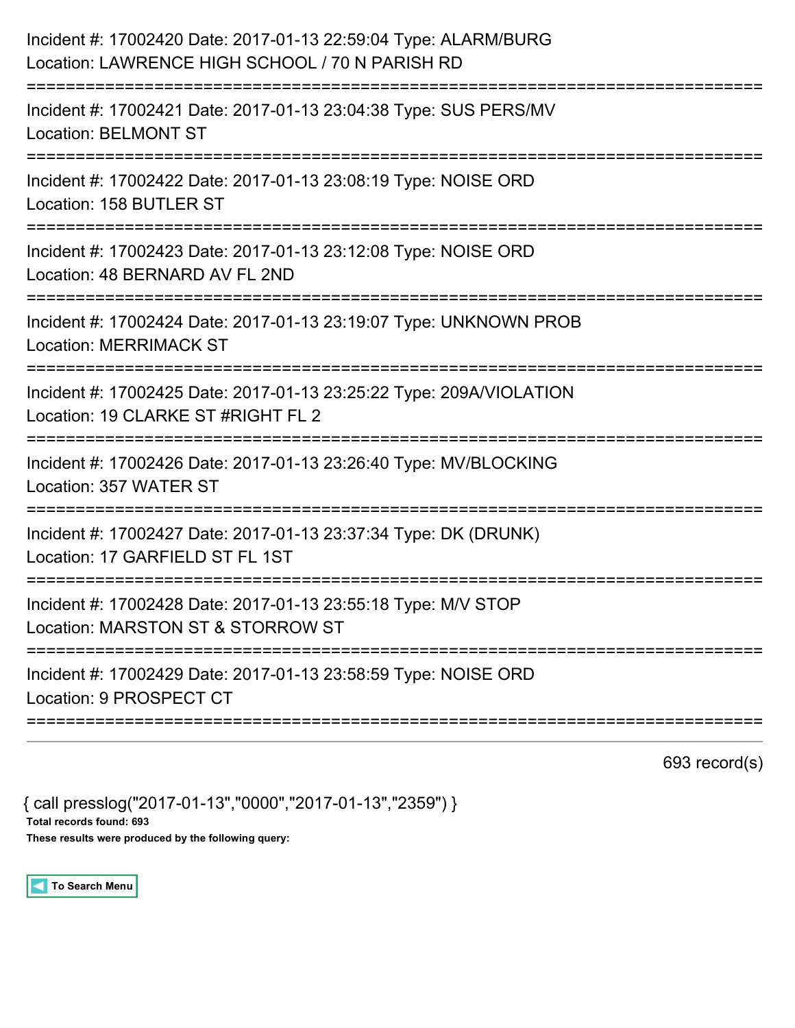Incident #: 17002420 Date: 2017-01-13 22:59:04 Type: ALARM/BURG
Location: LAWRENCE HIGH SCHOOL / 70 N PARISH RD

===========================================================================

Incident #: 17002421 Date: 2017-01-13 23:04:38 Type: SUS PERS/MV
Location: BELMONT ST

===========================================================================

Incident #: 17002422 Date: 2017-01-13 23:08:19 Type: NOISE ORD
Location: 158 BUTLER ST

===========================================================================

Incident #: 17002423 Date: 2017-01-13 23:12:08 Type: NOISE ORD
Location: 48 BERNARD AV FL 2ND

===========================================================================

Incident #: 17002424 Date: 2017-01-13 23:19:07 Type: UNKNOWN PROB
Location: MERRIMACK ST

===========================================================================

Incident #: 17002425 Date: 2017-01-13 23:25:22 Type: 209A/VIOLATION
Location: 19 CLARKE ST #RIGHT FL 2

===========================================================================

Incident #: 17002426 Date: 2017-01-13 23:26:40 Type: MV/BLOCKING
Location: 357 WATER ST

===========================================================================

Incident #: 17002427 Date: 2017-01-13 23:37:34 Type: DK (DRUNK)
Location: 17 GARFIELD ST FL 1ST

===========================================================================

Incident #: 17002428 Date: 2017-01-13 23:55:18 Type: M/V STOP
Location: MARSTON ST & STORROW ST

===========================================================================

Incident #: 17002429 Date: 2017-01-13 23:58:59 Type: NOISE ORD
Location: 9 PROSPECT CT

===========================================================================

693 record(s)

{ call presslog("2017-01-13","0000","2017-01-13","2359") }

**Total records found: 693**

**These results were produced by the following query:**

To Search Menu